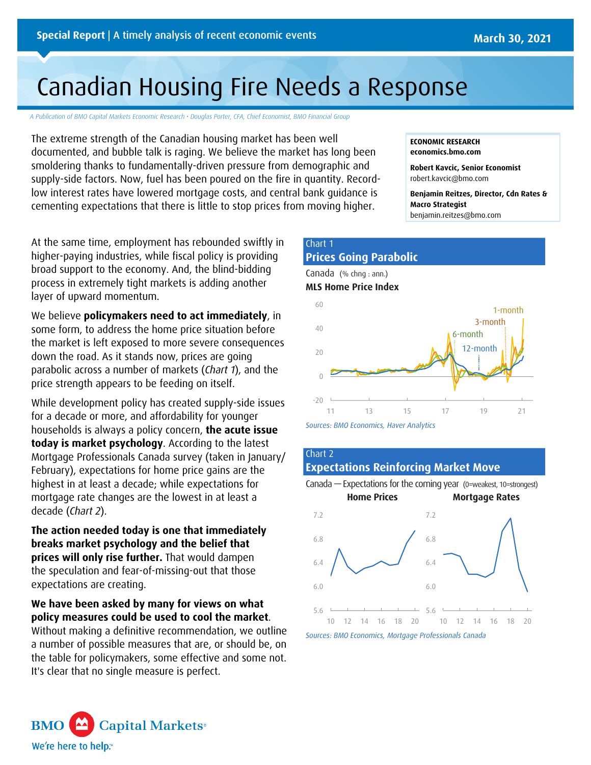**Special Report** | A timely analysis of recent economic events

March 30, 2021

# Canadian Housing Fire Needs a Response

*A Publication of BMO Capital Markets Economic Research • Douglas Porter, CFA, Chief Economist, BMO Financial Group*

The extreme strength of the Canadian housing market has been well documented, and bubble talk is raging. We believe the market has long been smoldering thanks to fundamentally-driven pressure from demographic and supply-side factors. Now, fuel has been poured on the fire in quantity. Record-low interest rates have lowered mortgage costs, and central bank guidance is cementing expectations that there is little to stop prices from moving higher.

**ECONOMIC RESEARCH**
**economics.bmo.com**

**Robert Kavcic, Senior Economist**
robert.kavcic@bmo.com

**Benjamin Reitzes, Director, Cdn Rates & Macro Strategist**
benjamin.reitzes@bmo.com

At the same time, employment has rebounded swiftly in higher-paying industries, while fiscal policy is providing broad support to the economy. And, the blind-bidding process in extremely tight markets is adding another layer of upward momentum.

We believe **policymakers need to act immediately**, in some form, to address the home price situation before the market is left exposed to more severe consequences down the road. As it stands now, prices are going parabolic across a number of markets (*Chart 1*), and the price strength appears to be feeding on itself.

While development policy has created supply-side issues for a decade or more, and affordability for younger households is always a policy concern, **the acute issue today is market psychology**. According to the latest Mortgage Professionals Canada survey (taken in January/February), expectations for home price gains are the highest in at least a decade; while expectations for mortgage rate changes are the lowest in at least a decade (*Chart 2*).

**The action needed today is one that immediately breaks market psychology and the belief that prices will only rise further.** That would dampen the speculation and fear-of-missing-out that those expectations are creating.

**We have been asked by many for views on what policy measures could be used to cool the market**. Without making a definitive recommendation, we outline a number of possible measures that are, or should be, on the table for policymakers, some effective and some not. It's clear that no single measure is perfect.

**Chart 1**
**Prices Going Parabolic**
Canada (% chng : ann.)
**MLS Home Price Index**

*Sources: BMO Economics, Haver Analytics*

**Chart 2**
**Expectations Reinforcing Market Move**
Canada — Expectations for the coming year (0=weakest, 10=strongest)
**Home Prices** / **Mortgage Rates**

*Sources: BMO Economics, Mortgage Professionals Canada*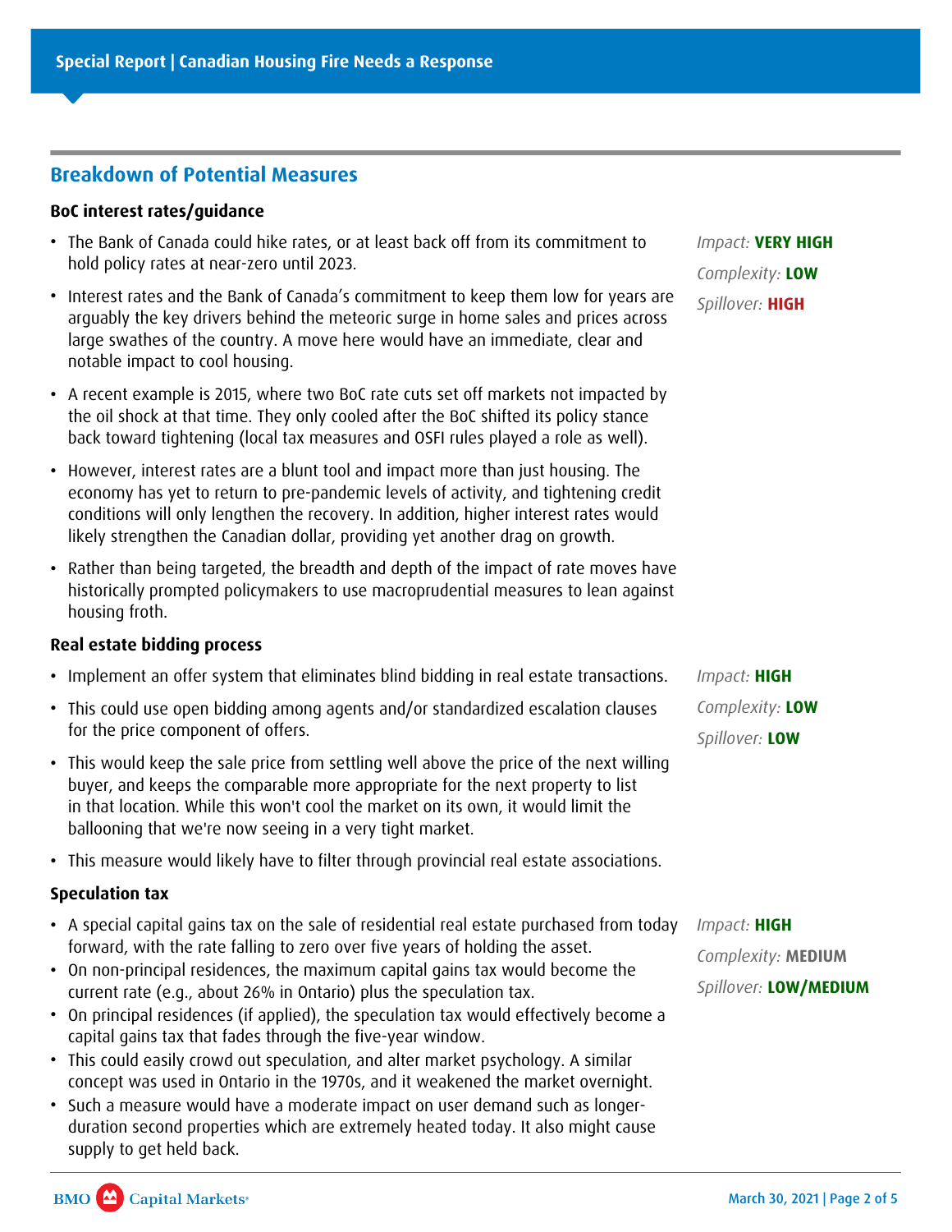## Breakdown of Potential Measures

### BoC interest rates/guidance

*Impact:* **VERY HIGH**
*Complexity:* **LOW**
*Spillover:* **HIGH**

- The Bank of Canada could hike rates, or at least back off from its commitment to hold policy rates at near-zero until 2023.
- Interest rates and the Bank of Canada's commitment to keep them low for years are arguably the key drivers behind the meteoric surge in home sales and prices across large swathes of the country. A move here would have an immediate, clear and notable impact to cool housing.
- A recent example is 2015, where two BoC rate cuts set off markets not impacted by the oil shock at that time. They only cooled after the BoC shifted its policy stance back toward tightening (local tax measures and OSFI rules played a role as well).
- However, interest rates are a blunt tool and impact more than just housing. The economy has yet to return to pre-pandemic levels of activity, and tightening credit conditions will only lengthen the recovery. In addition, higher interest rates would likely strengthen the Canadian dollar, providing yet another drag on growth.
- Rather than being targeted, the breadth and depth of the impact of rate moves have historically prompted policymakers to use macroprudential measures to lean against housing froth.

### Real estate bidding process

*Impact:* **HIGH**
*Complexity:* **LOW**
*Spillover:* **LOW**

- Implement an offer system that eliminates blind bidding in real estate transactions.
- This could use open bidding among agents and/or standardized escalation clauses for the price component of offers.
- This would keep the sale price from settling well above the price of the next willing buyer, and keeps the comparable more appropriate for the next property to list in that location. While this won't cool the market on its own, it would limit the ballooning that we're now seeing in a very tight market.
- This measure would likely have to filter through provincial real estate associations.

### Speculation tax

*Impact:* **HIGH**
*Complexity:* **MEDIUM**
*Spillover:* **LOW/MEDIUM**

- A special capital gains tax on the sale of residential real estate purchased from today forward, with the rate falling to zero over five years of holding the asset.
- On non-principal residences, the maximum capital gains tax would become the current rate (e.g., about 26% in Ontario) plus the speculation tax.
- On principal residences (if applied), the speculation tax would effectively become a capital gains tax that fades through the five-year window.
- This could easily crowd out speculation, and alter market psychology. A similar concept was used in Ontario in the 1970s, and it weakened the market overnight.
- Such a measure would have a moderate impact on user demand such as longer-duration second properties which are extremely heated today. It also might cause supply to get held back.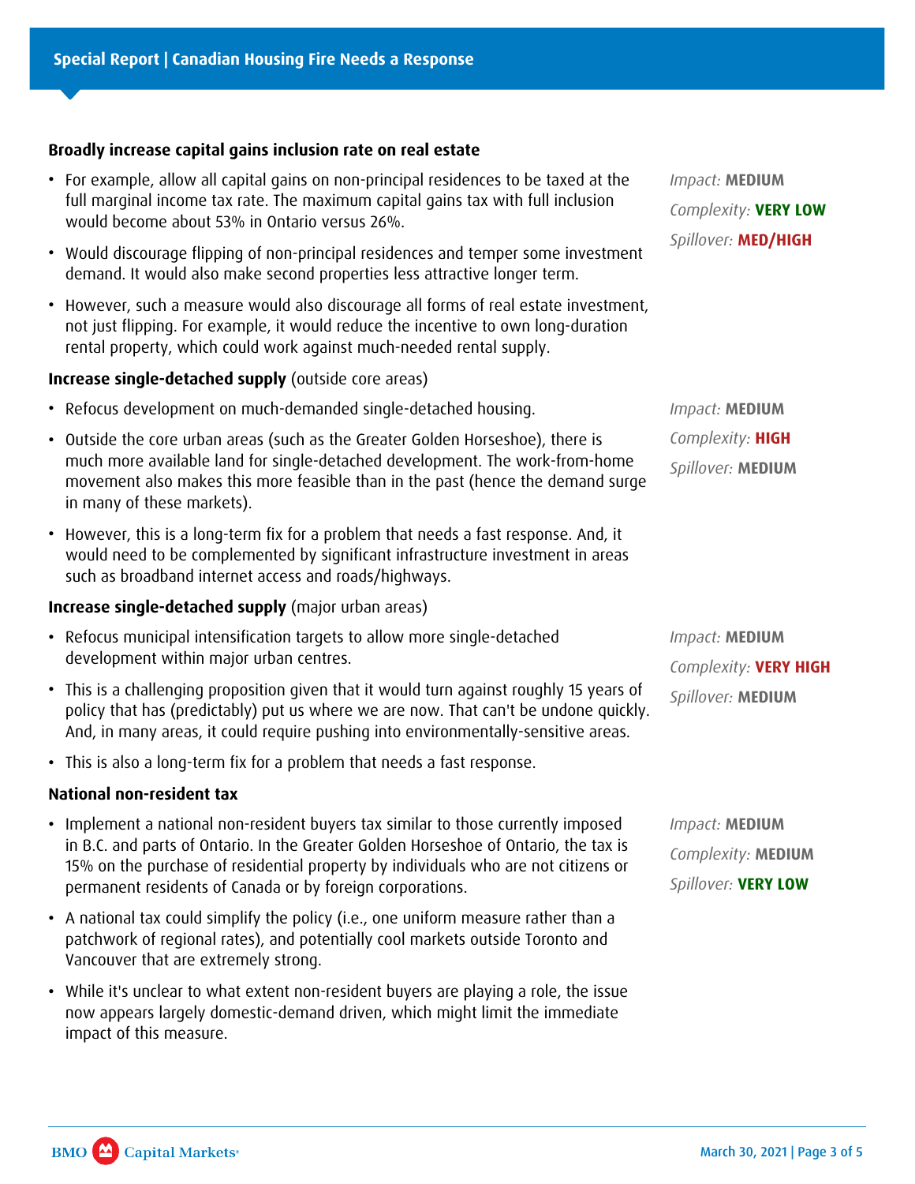**Broadly increase capital gains inclusion rate on real estate**

- For example, allow all capital gains on non-principal residences to be taxed at the full marginal income tax rate. The maximum capital gains tax with full inclusion would become about 53% in Ontario versus 26%.
- Would discourage flipping of non-principal residences and temper some investment demand. It would also make second properties less attractive longer term.
- However, such a measure would also discourage all forms of real estate investment, not just flipping. For example, it would reduce the incentive to own long-duration rental property, which could work against much-needed rental supply.

*Impact:* **MEDIUM**
*Complexity:* **VERY LOW**
*Spillover:* **MED/HIGH**

**Increase single-detached supply** (outside core areas)

- Refocus development on much-demanded single-detached housing.
- Outside the core urban areas (such as the Greater Golden Horseshoe), there is much more available land for single-detached development. The work-from-home movement also makes this more feasible than in the past (hence the demand surge in many of these markets).
- However, this is a long-term fix for a problem that needs a fast response. And, it would need to be complemented by significant infrastructure investment in areas such as broadband internet access and roads/highways.

*Impact:* **MEDIUM**
*Complexity:* **HIGH**
*Spillover:* **MEDIUM**

**Increase single-detached supply** (major urban areas)

- Refocus municipal intensification targets to allow more single-detached development within major urban centres.
- This is a challenging proposition given that it would turn against roughly 15 years of policy that has (predictably) put us where we are now. That can't be undone quickly. And, in many areas, it could require pushing into environmentally-sensitive areas.
- This is also a long-term fix for a problem that needs a fast response.

*Impact:* **MEDIUM**
*Complexity:* **VERY HIGH**
*Spillover:* **MEDIUM**

**National non-resident tax**

- Implement a national non-resident buyers tax similar to those currently imposed in B.C. and parts of Ontario. In the Greater Golden Horseshoe of Ontario, the tax is 15% on the purchase of residential property by individuals who are not citizens or permanent residents of Canada or by foreign corporations.
- A national tax could simplify the policy (i.e., one uniform measure rather than a patchwork of regional rates), and potentially cool markets outside Toronto and Vancouver that are extremely strong.
- While it's unclear to what extent non-resident buyers are playing a role, the issue now appears largely domestic-demand driven, which might limit the immediate impact of this measure.

*Impact:* **MEDIUM**
*Complexity:* **MEDIUM**
*Spillover:* **VERY LOW**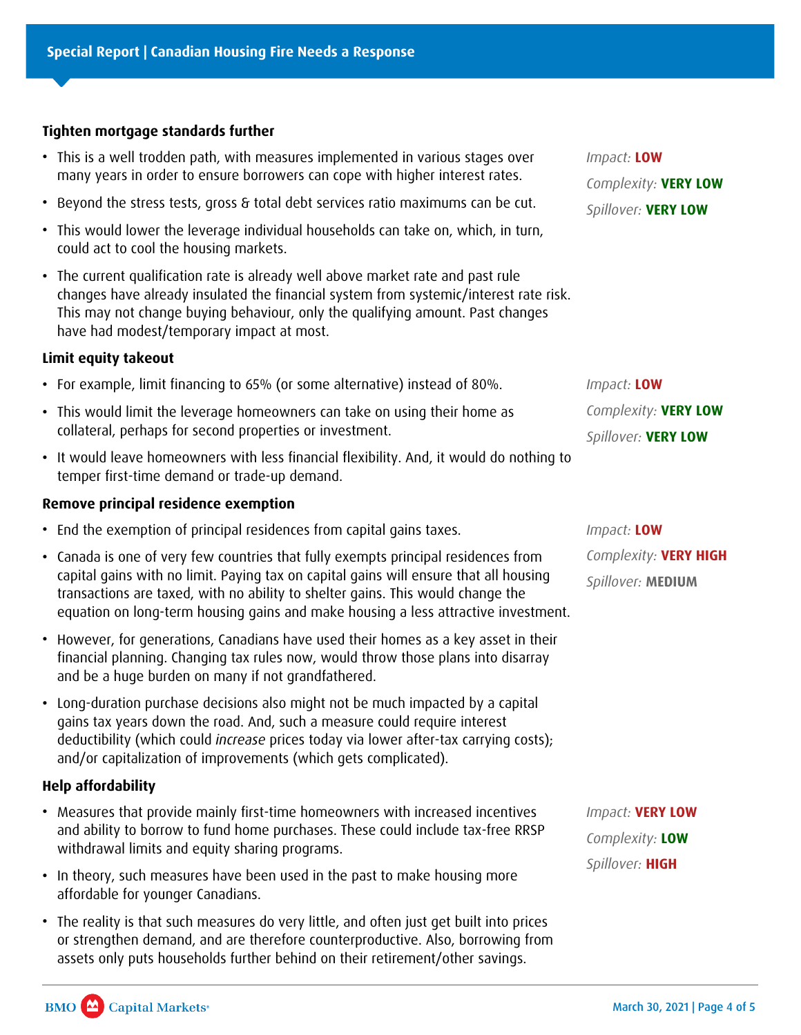**Tighten mortgage standards further**

- This is a well trodden path, with measures implemented in various stages over many years in order to ensure borrowers can cope with higher interest rates.
- Beyond the stress tests, gross & total debt services ratio maximums can be cut.
- This would lower the leverage individual households can take on, which, in turn, could act to cool the housing markets.
- The current qualification rate is already well above market rate and past rule changes have already insulated the financial system from systemic/interest rate risk. This may not change buying behaviour, only the qualifying amount. Past changes have had modest/temporary impact at most.

*Impact:* **LOW**
*Complexity:* **VERY LOW**
*Spillover:* **VERY LOW**

**Limit equity takeout**

- For example, limit financing to 65% (or some alternative) instead of 80%.
- This would limit the leverage homeowners can take on using their home as collateral, perhaps for second properties or investment.
- It would leave homeowners with less financial flexibility. And, it would do nothing to temper first-time demand or trade-up demand.

*Impact:* **LOW**
*Complexity:* **VERY LOW**
*Spillover:* **VERY LOW**

**Remove principal residence exemption**

- End the exemption of principal residences from capital gains taxes.
- Canada is one of very few countries that fully exempts principal residences from capital gains with no limit. Paying tax on capital gains will ensure that all housing transactions are taxed, with no ability to shelter gains. This would change the equation on long-term housing gains and make housing a less attractive investment.
- However, for generations, Canadians have used their homes as a key asset in their financial planning. Changing tax rules now, would throw those plans into disarray and be a huge burden on many if not grandfathered.
- Long-duration purchase decisions also might not be much impacted by a capital gains tax years down the road. And, such a measure could require interest deductibility (which could *increase* prices today via lower after-tax carrying costs); and/or capitalization of improvements (which gets complicated).

*Impact:* **LOW**
*Complexity:* **VERY HIGH**
*Spillover:* **MEDIUM**

**Help affordability**

- Measures that provide mainly first-time homeowners with increased incentives and ability to borrow to fund home purchases. These could include tax-free RRSP withdrawal limits and equity sharing programs.
- In theory, such measures have been used in the past to make housing more affordable for younger Canadians.
- The reality is that such measures do very little, and often just get built into prices or strengthen demand, and are therefore counterproductive. Also, borrowing from assets only puts households further behind on their retirement/other savings.

*Impact:* **VERY LOW**
*Complexity:* **LOW**
*Spillover:* **HIGH**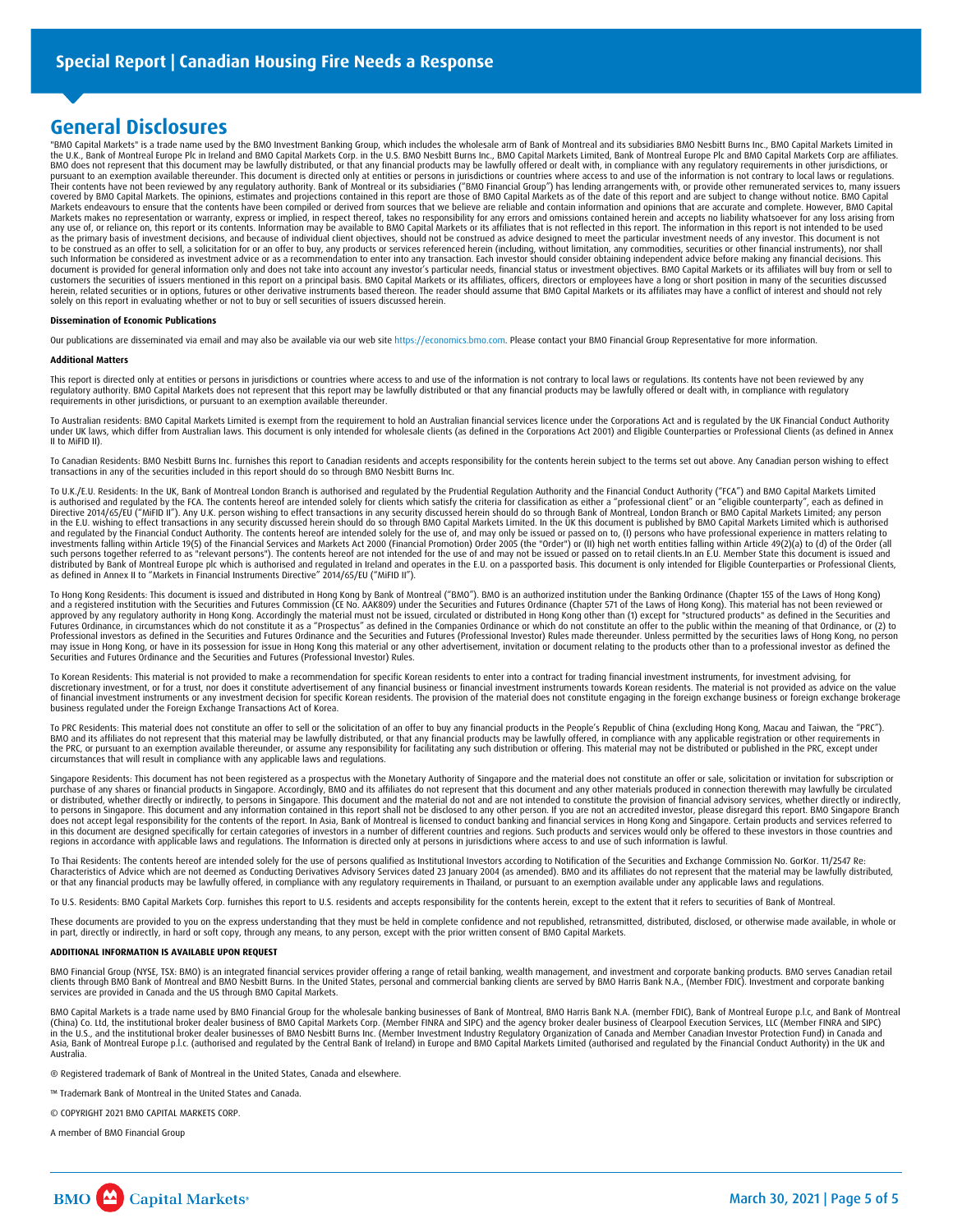# General Disclosures

"BMO Capital Markets" is a trade name used by the BMO Investment Banking Group, which includes the wholesale arm of Bank of Montreal and its subsidiaries BMO Nesbitt Burns Inc., BMO Capital Markets Limited in the U.K., Bank of Montreal Europe Plc in Ireland and BMO Capital Markets Corp. in the U.S. BMO Nesbitt Burns Inc., BMO Capital Markets Limited, Bank of Montreal Europe Plc and BMO Capital Markets Corp are affiliates. BMO does not represent that this document may be lawfully distributed, or that any financial products may be lawfully offered or dealt with, in compliance with any regulatory requirements in other jurisdictions, or pursuant to an exemption available thereunder. This document is directed only at entities or persons in jurisdictions or countries where access to and use of the information is not contrary to local laws or regulations. Their contents have not been reviewed by any regulatory authority. Bank of Montreal or its subsidiaries ("BMO Financial Group") has lending arrangements with, or provide other remunerated services to, many issuers covered by BMO Capital Markets. The opinions, estimates and projections contained in this report are those of BMO Capital Markets as of the date of this report and are subject to change without notice. BMO Capital Markets endeavours to ensure that the contents have been compiled or derived from sources that we believe are reliable and contain information and opinions that are accurate and complete. However, BMO Capital Markets makes no representation or warranty, express or implied, in respect thereof, takes no responsibility for any errors and omissions contained herein and accepts no liability whatsoever for any loss arising from any use of, or reliance on, this report or its contents. Information may be available to BMO Capital Markets or its affiliates that is not reflected in this report. The information in this report is not intended to be used as the primary basis of investment decisions, and because of individual client objectives, should not be construed as advice designed to meet the particular investment needs of any investor. This document is not to be construed as an offer to sell, a solicitation for or an offer to buy, any products or services referenced herein (including, without limitation, any commodities, securities or other financial instruments), nor shall such Information be considered as investment advice or as a recommendation to enter into any transaction. Each investor should consider obtaining independent advice before making any financial decisions. This document is provided for general information only and does not take into account any investor's particular needs, financial status or investment objectives. BMO Capital Markets or its affiliates will buy from or sell to customers the securities of issuers mentioned in this report on a principal basis. BMO Capital Markets or its affiliates, officers, directors or employees have a long or short position in many of the securities discussed herein, related securities or in options, futures or other derivative instruments based thereon. The reader should assume that BMO Capital Markets or its affiliates may have a conflict of interest and should not rely solely on this report in evaluating whether or not to buy or sell securities of issuers discussed herein.

**Dissemination of Economic Publications**

Our publications are disseminated via email and may also be available via our web site https://economics.bmo.com. Please contact your BMO Financial Group Representative for more information.

**Additional Matters**

This report is directed only at entities or persons in jurisdictions or countries where access to and use of the information is not contrary to local laws or regulations. Its contents have not been reviewed by any regulatory authority. BMO Capital Markets does not represent that this report may be lawfully distributed or that any financial products may be lawfully offered or dealt with, in compliance with regulatory requirements in other jurisdictions, or pursuant to an exemption available thereunder.

To Australian residents: BMO Capital Markets Limited is exempt from the requirement to hold an Australian financial services licence under the Corporations Act and is regulated by the UK Financial Conduct Authority under UK laws, which differ from Australian laws. This document is only intended for wholesale clients (as defined in the Corporations Act 2001) and Eligible Counterparties or Professional Clients (as defined in Annex II to MiFID II).

To Canadian Residents: BMO Nesbitt Burns Inc. furnishes this report to Canadian residents and accepts responsibility for the contents herein subject to the terms set out above. Any Canadian person wishing to effect transactions in any of the securities included in this report should do so through BMO Nesbitt Burns Inc.

To U.K./E.U. Residents: In the UK, Bank of Montreal London Branch is authorised and regulated by the Prudential Regulation Authority and the Financial Conduct Authority ("FCA") and BMO Capital Markets Limited is authorised and regulated by the FCA. The contents hereof are intended solely for clients which satisfy the criteria for classification as either a "professional client" or an "eligible counterparty", each as defined in Directive 2014/65/EU ("MiFID II"). Any U.K. person wishing to effect transactions in any security discussed herein should do so through Bank of Montreal, London Branch or BMO Capital Markets Limited; any person in the E.U. wishing to effect transactions in any security discussed herein should do so through BMO Capital Markets Limited. In the UK this document is published by BMO Capital Markets Limited which is authorised and regulated by the Financial Conduct Authority. The contents hereof are intended solely for the use of, and may only be issued or passed on to, (I) persons who have professional experience in matters relating to investments falling within Article 19(5) of the Financial Services and Markets Act 2000 (Financial Promotion) Order 2005 (the "Order") or (II) high net worth entities falling within Article 49(2)(a) to (d) of the Order (all such persons together referred to as "relevant persons"). The contents hereof are not intended for the use of and may not be issued or passed on to retail clients.In an E.U. Member State this document is issued and distributed by Bank of Montreal Europe plc which is authorised and regulated in Ireland and operates in the E.U. on a passported basis. This document is only intended for Eligible Counterparties or Professional Clients, as defined in Annex II to "Markets in Financial Instruments Directive" 2014/65/EU ("MiFID II").

To Hong Kong Residents: This document is issued and distributed in Hong Kong by Bank of Montreal ("BMO"). BMO is an authorized institution under the Banking Ordinance (Chapter 155 of the Laws of Hong Kong) and a registered institution with the Securities and Futures Commission (CE No. AAK809) under the Securities and Futures Ordinance (Chapter 571 of the Laws of Hong Kong). This material has not been reviewed or approved by any regulatory authority in Hong Kong. Accordingly the material must not be issued, circulated or distributed in Hong Kong other than (1) except for "structured products" as defined in the Securities and Futures Ordinance, in circumstances which do not constitute it as a "Prospectus" as defined in the Companies Ordinance or which do not constitute an offer to the public within the meaning of that Ordinance, or (2) to Professional investors as defined in the Securities and Futures Ordinance and the Securities and Futures (Professional Investor) Rules made thereunder. Unless permitted by the securities laws of Hong Kong, no person may issue in Hong Kong, or have in its possession for issue in Hong Kong this material or any other advertisement, invitation or document relating to the products other than to a professional investor as defined the Securities and Futures Ordinance and the Securities and Futures (Professional Investor) Rules.

To Korean Residents: This material is not provided to make a recommendation for specific Korean residents to enter into a contract for trading financial investment instruments, for investment advising, for discretionary investment, or for a trust, nor does it constitute advertisement of any financial business or financial investment instruments towards Korean residents. The material is not provided as advice on the value of financial investment instruments or any investment decision for specific Korean residents. The provision of the material does not constitute engaging in the foreign exchange business or foreign exchange brokerage business regulated under the Foreign Exchange Transactions Act of Korea.

To PRC Residents: This material does not constitute an offer to sell or the solicitation of an offer to buy any financial products in the People's Republic of China (excluding Hong Kong, Macau and Taiwan, the "PRC"). BMO and its affiliates do not represent that this material may be lawfully distributed, or that any financial products may be lawfully offered, in compliance with any applicable registration or other requirements in the PRC, or pursuant to an exemption available thereunder, or assume any responsibility for facilitating any such distribution or offering. This material may not be distributed or published in the PRC, except under circumstances that will result in compliance with any applicable laws and regulations.

Singapore Residents: This document has not been registered as a prospectus with the Monetary Authority of Singapore and the material does not constitute an offer or sale, solicitation or invitation for subscription or purchase of any shares or financial products in Singapore. Accordingly, BMO and its affiliates do not represent that this document and any other materials produced in connection therewith may lawfully be circulated or distributed, whether directly or indirectly, to persons in Singapore. This document and the material do not and are not intended to constitute the provision of financial advisory services, whether directly or indirectly, to persons in Singapore. This document and any information contained in this report shall not be disclosed to any other person. If you are not an accredited investor, please disregard this report. BMO Singapore Branch does not accept legal responsibility for the contents of the report. In Asia, Bank of Montreal is licensed to conduct banking and financial services in Hong Kong and Singapore. Certain products and services referred to in this document are designed specifically for certain categories of investors in a number of different countries and regions. Such products and services would only be offered to these investors in those countries and regions in accordance with applicable laws and regulations. The Information is directed only at persons in jurisdictions where access to and use of such information is lawful.

To Thai Residents: The contents hereof are intended solely for the use of persons qualified as Institutional Investors according to Notification of the Securities and Exchange Commission No. GorKor. 11/2547 Re: Characteristics of Advice which are not deemed as Conducting Derivatives Advisory Services dated 23 January 2004 (as amended). BMO and its affiliates do not represent that the material may be lawfully distributed, or that any financial products may be lawfully offered, in compliance with any regulatory requirements in Thailand, or pursuant to an exemption available under any applicable laws and regulations.

To U.S. Residents: BMO Capital Markets Corp. furnishes this report to U.S. residents and accepts responsibility for the contents herein, except to the extent that it refers to securities of Bank of Montreal.

These documents are provided to you on the express understanding that they must be held in complete confidence and not republished, retransmitted, distributed, disclosed, or otherwise made available, in whole or in part, directly or indirectly, in hard or soft copy, through any means, to any person, except with the prior written consent of BMO Capital Markets.

**ADDITIONAL INFORMATION IS AVAILABLE UPON REQUEST**

BMO Financial Group (NYSE, TSX: BMO) is an integrated financial services provider offering a range of retail banking, wealth management, and investment and corporate banking products. BMO serves Canadian retail clients through BMO Bank of Montreal and BMO Nesbitt Burns. In the United States, personal and commercial banking clients are served by BMO Harris Bank N.A., (Member FDIC). Investment and corporate banking services are provided in Canada and the US through BMO Capital Markets.

BMO Capital Markets is a trade name used by BMO Financial Group for the wholesale banking businesses of Bank of Montreal, BMO Harris Bank N.A. (member FDIC), Bank of Montreal Europe p.l.c, and Bank of Montreal (China) Co. Ltd, the institutional broker dealer business of BMO Capital Markets Corp. (Member FINRA and SIPC) and the agency broker dealer business of Clearpool Execution Services, LLC (Member FINRA and SIPC) in the U.S., and the institutional broker dealer businesses of BMO Nesbitt Burns Inc. (Member Investment Industry Regulatory Organization of Canada and Member Canadian Investor Protection Fund) in Canada and Asia, Bank of Montreal Europe p.l.c. (authorised and regulated by the Central Bank of Ireland) in Europe and BMO Capital Markets Limited (authorised and regulated by the Financial Conduct Authority) in the UK and Australia.

® Registered trademark of Bank of Montreal in the United States, Canada and elsewhere.

™ Trademark Bank of Montreal in the United States and Canada.

© COPYRIGHT 2021 BMO CAPITAL MARKETS CORP.

A member of BMO Financial Group